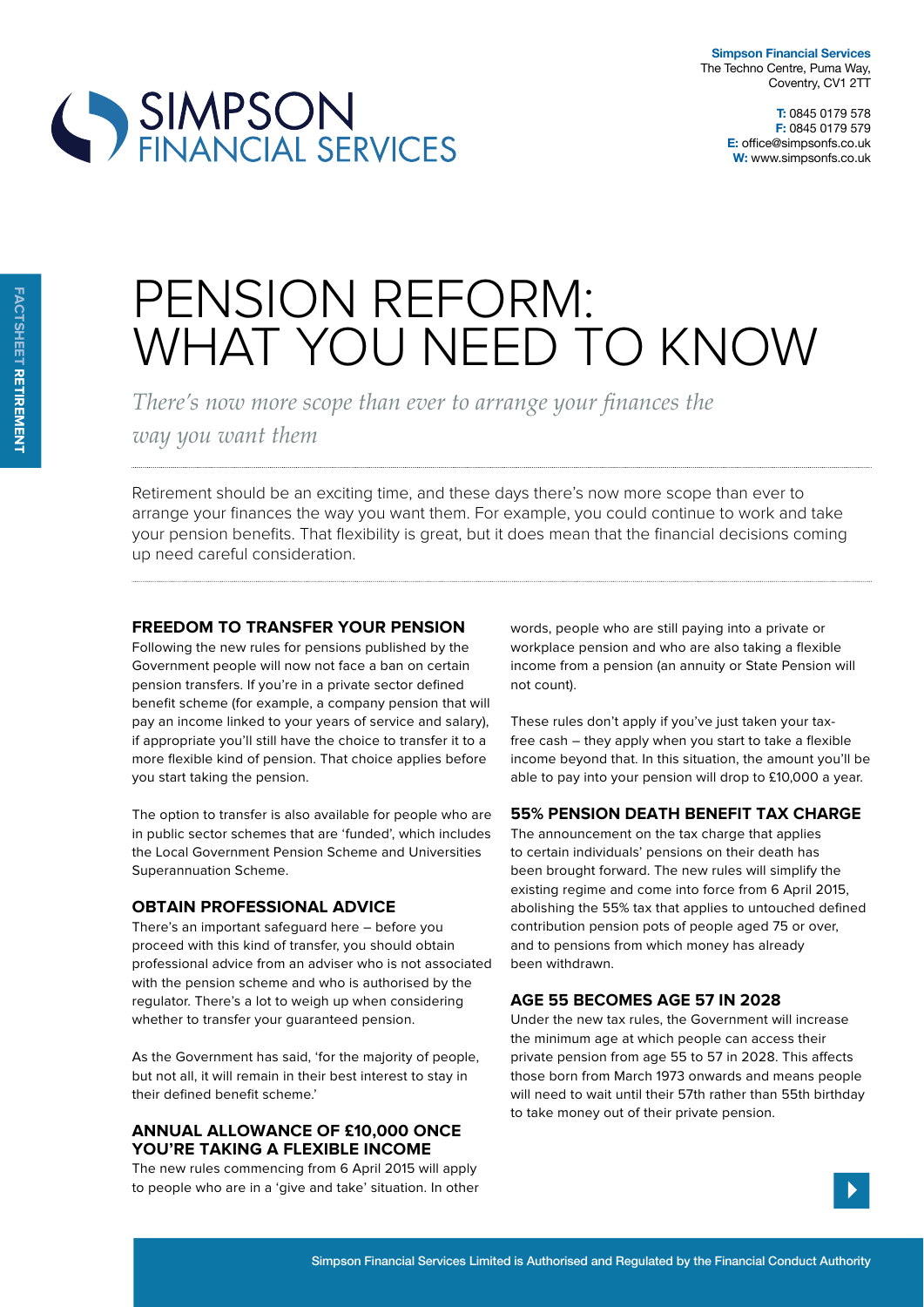**Simpson Financial Services**
The Techno Centre, Puma Way,
Coventry, CV1 2TT

**T:** 0845 0179 578
**F:** 0845 0179 579
**E:** office@simpsonfs.co.uk
**W:** www.simpsonfs.co.uk

FACTSHEET **RETIREMENT**

# PENSION REFORM: WHAT YOU NEED TO KNOW

*There's now more scope than ever to arrange your finances the way you want them*

Retirement should be an exciting time, and these days there's now more scope than ever to arrange your finances the way you want them. For example, you could continue to work and take your pension benefits. That flexibility is great, but it does mean that the financial decisions coming up need careful consideration.

## FREEDOM TO TRANSFER YOUR PENSION

Following the new rules for pensions published by the Government people will now not face a ban on certain pension transfers. If you're in a private sector defined benefit scheme (for example, a company pension that will pay an income linked to your years of service and salary), if appropriate you'll still have the choice to transfer it to a more flexible kind of pension. That choice applies before you start taking the pension.

The option to transfer is also available for people who are in public sector schemes that are 'funded', which includes the Local Government Pension Scheme and Universities Superannuation Scheme.

## OBTAIN PROFESSIONAL ADVICE

There's an important safeguard here – before you proceed with this kind of transfer, you should obtain professional advice from an adviser who is not associated with the pension scheme and who is authorised by the regulator. There's a lot to weigh up when considering whether to transfer your guaranteed pension.

As the Government has said, 'for the majority of people, but not all, it will remain in their best interest to stay in their defined benefit scheme.'

## ANNUAL ALLOWANCE OF £10,000 ONCE YOU'RE TAKING A FLEXIBLE INCOME

The new rules commencing from 6 April 2015 will apply to people who are in a 'give and take' situation. In other words, people who are still paying into a private or workplace pension and who are also taking a flexible income from a pension (an annuity or State Pension will not count).

These rules don't apply if you've just taken your tax-free cash – they apply when you start to take a flexible income beyond that. In this situation, the amount you'll be able to pay into your pension will drop to £10,000 a year.

## 55% PENSION DEATH BENEFIT TAX CHARGE

The announcement on the tax charge that applies to certain individuals' pensions on their death has been brought forward. The new rules will simplify the existing regime and come into force from 6 April 2015, abolishing the 55% tax that applies to untouched defined contribution pension pots of people aged 75 or over, and to pensions from which money has already been withdrawn.

## AGE 55 BECOMES AGE 57 IN 2028

Under the new tax rules, the Government will increase the minimum age at which people can access their private pension from age 55 to 57 in 2028. This affects those born from March 1973 onwards and means people will need to wait until their 57th rather than 55th birthday to take money out of their private pension.

Simpson Financial Services Limited is Authorised and Regulated by the Financial Conduct Authority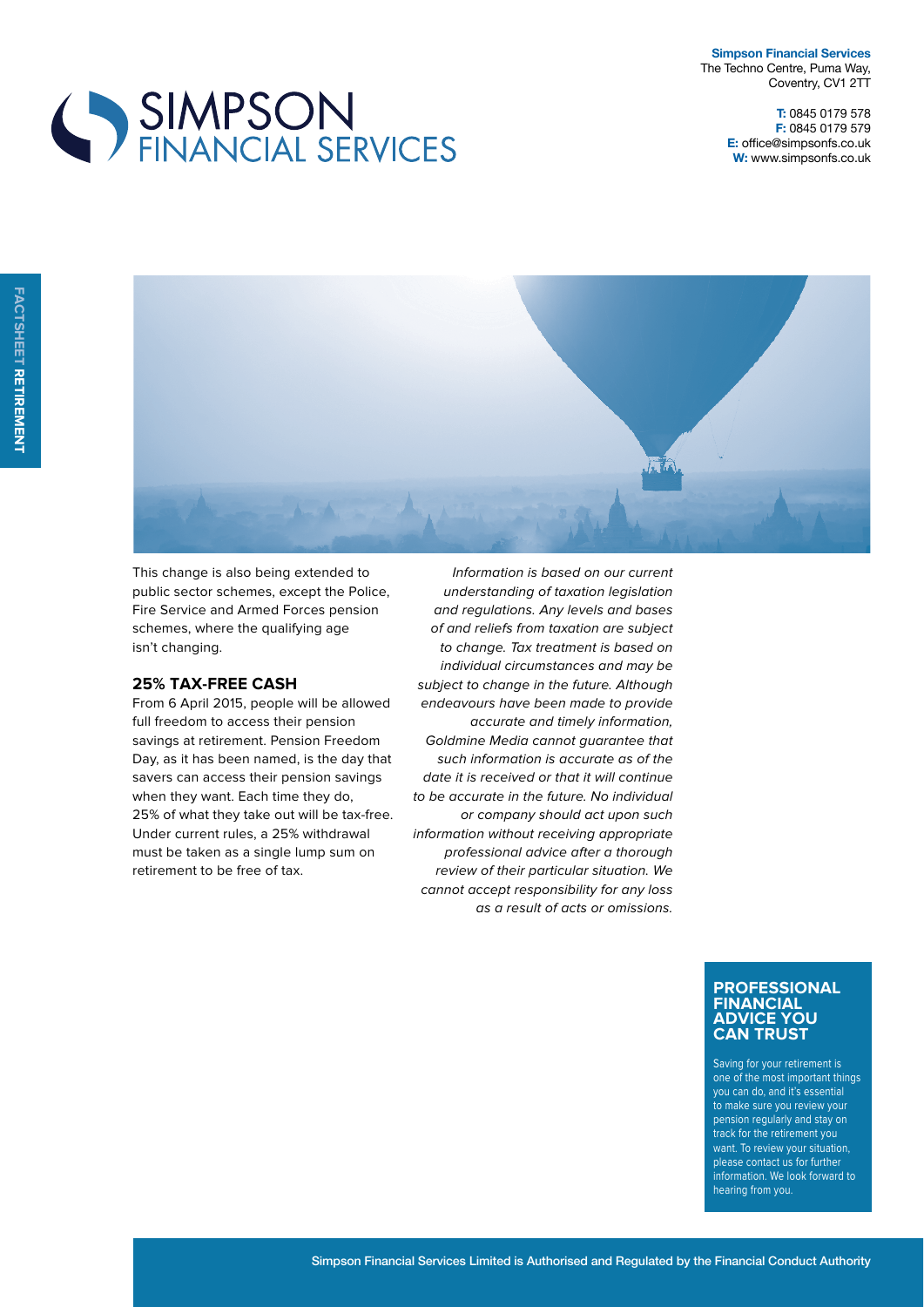**Simpson Financial Services**
The Techno Centre, Puma Way,
Coventry, CV1 2TT

**T:** 0845 0179 578
**F:** 0845 0179 579
**E:** office@simpsonfs.co.uk
**W:** www.simpsonfs.co.uk

FACTSHEET **RETIREMENT**

This change is also being extended to public sector schemes, except the Police, Fire Service and Armed Forces pension schemes, where the qualifying age isn't changing.

## 25% TAX-FREE CASH

From 6 April 2015, people will be allowed full freedom to access their pension savings at retirement. Pension Freedom Day, as it has been named, is the day that savers can access their pension savings when they want. Each time they do, 25% of what they take out will be tax-free. Under current rules, a 25% withdrawal must be taken as a single lump sum on retirement to be free of tax.

*Information is based on our current understanding of taxation legislation and regulations. Any levels and bases of and reliefs from taxation are subject to change. Tax treatment is based on individual circumstances and may be subject to change in the future. Although endeavours have been made to provide accurate and timely information, Goldmine Media cannot guarantee that such information is accurate as of the date it is received or that it will continue to be accurate in the future. No individual or company should act upon such information without receiving appropriate professional advice after a thorough review of their particular situation. We cannot accept responsibility for any loss as a result of acts or omissions.*

## PROFESSIONAL FINANCIAL ADVICE YOU CAN TRUST

Saving for your retirement is one of the most important things you can do, and it's essential to make sure you review your pension regularly and stay on track for the retirement you want. To review your situation, please contact us for further information. We look forward to hearing from you.

Simpson Financial Services Limited is Authorised and Regulated by the Financial Conduct Authority